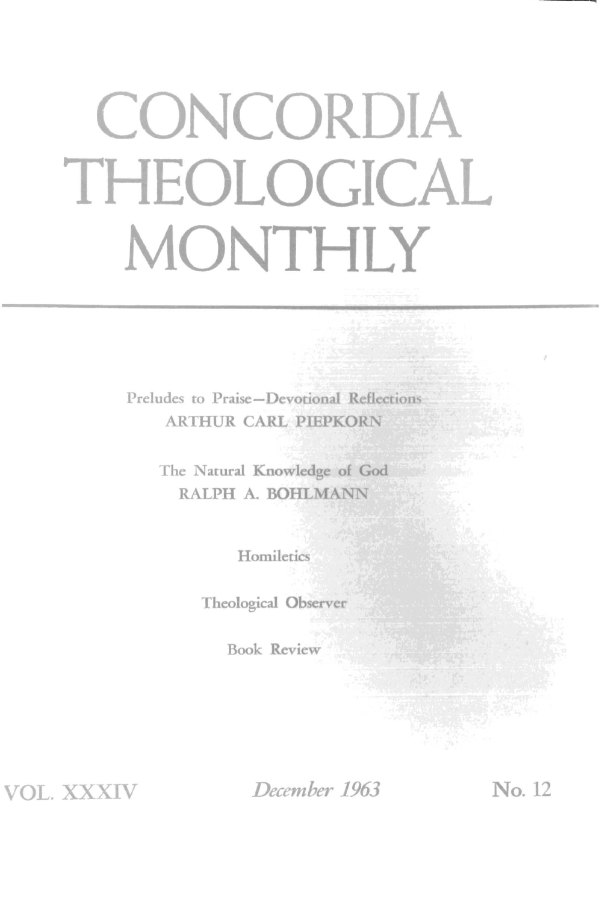# CONCORDIA THEOLOGICAL MONTHLY

Preludes to Praise—Devotional Reflections
ARTHUR CARL PIEPKORN

The Natural Knowledge of God
RALPH A. BOHLMANN

Homiletics

Theological Observer

Book Review

VOL. XXXIV *December 1963* No. 12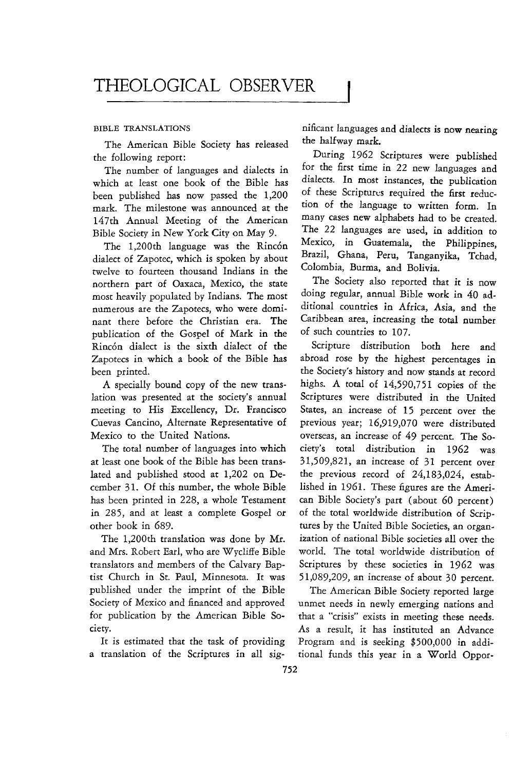# THEOLOGICAL OBSERVER

## BIBLE TRANSLATIONS

The American Bible Society has released the following report:

The number of languages and dialects in which at least one book of the Bible has been published has now passed the 1,200 mark. The milestone was announced at the 147th Annual Meeting of the American Bible Society in New York City on May 9.

The 1,200th language was the Rincón dialect of Zapotec, which is spoken by about twelve to fourteen thousand Indians in the northern part of Oaxaca, Mexico, the state most heavily populated by Indians. The most numerous are the Zapotecs, who were dominant there before the Christian era. The publication of the Gospel of Mark in the Rincón dialect is the sixth dialect of the Zapotecs in which a book of the Bible has been printed.

A specially bound copy of the new translation was presented at the society's annual meeting to His Excellency, Dr. Francisco Cuevas Cancino, Alternate Representative of Mexico to the United Nations.

The total number of languages into which at least one book of the Bible has been translated and published stood at 1,202 on December 31. Of this number, the whole Bible has been printed in 228, a whole Testament in 285, and at least a complete Gospel or other book in 689.

The 1,200th translation was done by Mr. and Mrs. Robert Earl, who are Wycliffe Bible translators and members of the Calvary Baptist Church in St. Paul, Minnesota. It was published under the imprint of the Bible Society of Mexico and financed and approved for publication by the American Bible Society.

It is estimated that the task of providing a translation of the Scriptures in all significant languages and dialects is now nearing the halfway mark.

During 1962 Scriptures were published for the first time in 22 new languages and dialects. In most instances, the publication of these Scriptures required the first reduction of the language to written form. In many cases new alphabets had to be created. The 22 languages are used, in addition to Mexico, in Guatemala, the Philippines, Brazil, Ghana, Peru, Tanganyika, Tchad, Colombia, Burma, and Bolivia.

The Society also reported that it is now doing regular, annual Bible work in 40 additional countries in Africa, Asia, and the Caribbean area, increasing the total number of such countries to 107.

Scripture distribution both here and abroad rose by the highest percentages in the Society's history and now stands at record highs. A total of 14,590,751 copies of the Scriptures were distributed in the United States, an increase of 15 percent over the previous year; 16,919,070 were distributed overseas, an increase of 49 percent. The Society's total distribution in 1962 was 31,509,821, an increase of 31 percent over the previous record of 24,183,024, established in 1961. These figures are the American Bible Society's part (about 60 percent) of the total worldwide distribution of Scriptures by the United Bible Societies, an organization of national Bible societies all over the world. The total worldwide distribution of Scriptures by these societies in 1962 was 51,089,209, an increase of about 30 percent.

The American Bible Society reported large unmet needs in newly emerging nations and that a "crisis" exists in meeting these needs. As a result, it has instituted an Advance Program and is seeking $500,000 in additional funds this year in a World Oppor-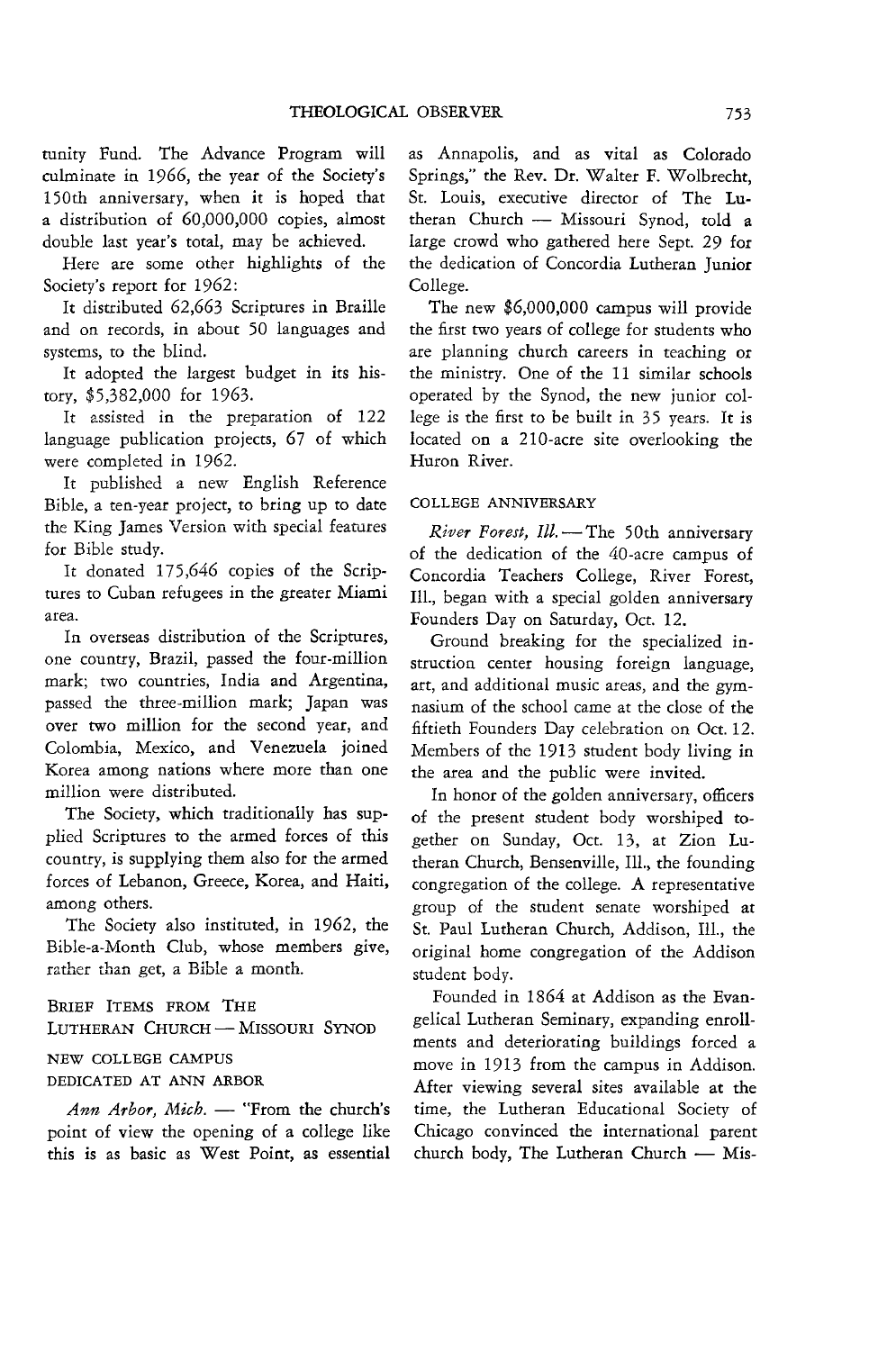tunity Fund. The Advance Program will culminate in 1966, the year of the Society's 150th anniversary, when it is hoped that a distribution of 60,000,000 copies, almost double last year's total, may be achieved.

Here are some other highlights of the Society's report for 1962:

It distributed 62,663 Scriptures in Braille and on records, in about 50 languages and systems, to the blind.

It adopted the largest budget in its history, $5,382,000 for 1963.

It assisted in the preparation of 122 language publication projects, 67 of which were completed in 1962.

It published a new English Reference Bible, a ten-year project, to bring up to date the King James Version with special features for Bible study.

It donated 175,646 copies of the Scriptures to Cuban refugees in the greater Miami area.

In overseas distribution of the Scriptures, one country, Brazil, passed the four-million mark; two countries, India and Argentina, passed the three-million mark; Japan was over two million for the second year, and Colombia, Mexico, and Venezuela joined Korea among nations where more than one million were distributed.

The Society, which traditionally has supplied Scriptures to the armed forces of this country, is supplying them also for the armed forces of Lebanon, Greece, Korea, and Haiti, among others.

The Society also instituted, in 1962, the Bible-a-Month Club, whose members give, rather than get, a Bible a month.

## Brief Items from The Lutheran Church — Missouri Synod

### NEW COLLEGE CAMPUS DEDICATED AT ANN ARBOR

*Ann Arbor, Mich.* — "From the church's point of view the opening of a college like this is as basic as West Point, as essential as Annapolis, and as vital as Colorado Springs," the Rev. Dr. Walter F. Wolbrecht, St. Louis, executive director of The Lutheran Church — Missouri Synod, told a large crowd who gathered here Sept. 29 for the dedication of Concordia Lutheran Junior College.

The new $6,000,000 campus will provide the first two years of college for students who are planning church careers in teaching or the ministry. One of the 11 similar schools operated by the Synod, the new junior college is the first to be built in 35 years. It is located on a 210-acre site overlooking the Huron River.

### COLLEGE ANNIVERSARY

*River Forest, Ill.* — The 50th anniversary of the dedication of the 40-acre campus of Concordia Teachers College, River Forest, Ill., began with a special golden anniversary Founders Day on Saturday, Oct. 12.

Ground breaking for the specialized instruction center housing foreign language, art, and additional music areas, and the gymnasium of the school came at the close of the fiftieth Founders Day celebration on Oct. 12. Members of the 1913 student body living in the area and the public were invited.

In honor of the golden anniversary, officers of the present student body worshiped together on Sunday, Oct. 13, at Zion Lutheran Church, Bensenville, Ill., the founding congregation of the college. A representative group of the student senate worshiped at St. Paul Lutheran Church, Addison, Ill., the original home congregation of the Addison student body.

Founded in 1864 at Addison as the Evangelical Lutheran Seminary, expanding enrollments and deteriorating buildings forced a move in 1913 from the campus in Addison. After viewing several sites available at the time, the Lutheran Educational Society of Chicago convinced the international parent church body, The Lutheran Church — Mis-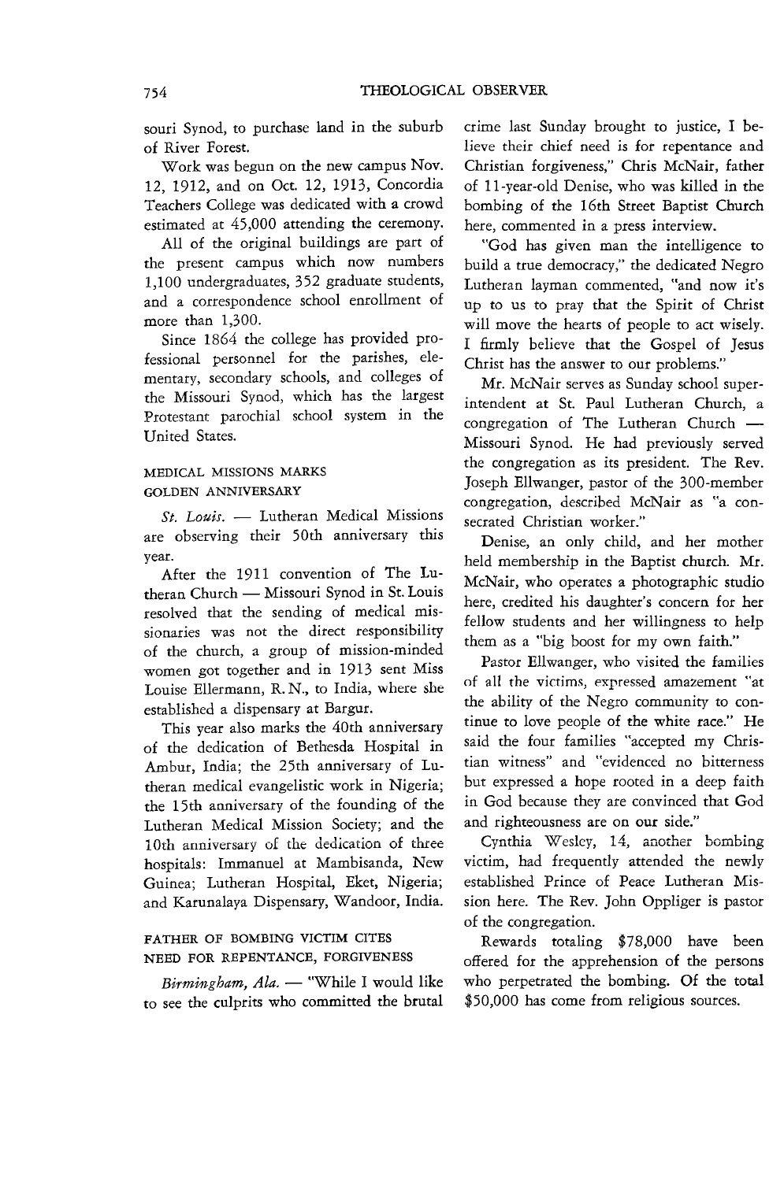souri Synod, to purchase land in the suburb of River Forest.

Work was begun on the new campus Nov. 12, 1912, and on Oct. 12, 1913, Concordia Teachers College was dedicated with a crowd estimated at 45,000 attending the ceremony.

All of the original buildings are part of the present campus which now numbers 1,100 undergraduates, 352 graduate students, and a correspondence school enrollment of more than 1,300.

Since 1864 the college has provided professional personnel for the parishes, elementary, secondary schools, and colleges of the Missouri Synod, which has the largest Protestant parochial school system in the United States.

## MEDICAL MISSIONS MARKS GOLDEN ANNIVERSARY

*St. Louis.* — Lutheran Medical Missions are observing their 50th anniversary this year.

After the 1911 convention of The Lutheran Church — Missouri Synod in St. Louis resolved that the sending of medical missionaries was not the direct responsibility of the church, a group of mission-minded women got together and in 1913 sent Miss Louise Ellermann, R. N., to India, where she established a dispensary at Bargur.

This year also marks the 40th anniversary of the dedication of Bethesda Hospital in Ambur, India; the 25th anniversary of Lutheran medical evangelistic work in Nigeria; the 15th anniversary of the founding of the Lutheran Medical Mission Society; and the 10th anniversary of the dedication of three hospitals: Immanuel at Mambisanda, New Guinea; Lutheran Hospital, Eket, Nigeria; and Karunalaya Dispensary, Wandoor, India.

## FATHER OF BOMBING VICTIM CITES NEED FOR REPENTANCE, FORGIVENESS

*Birmingham, Ala.* — "While I would like to see the culprits who committed the brutal crime last Sunday brought to justice, I believe their chief need is for repentance and Christian forgiveness," Chris McNair, father of 11-year-old Denise, who was killed in the bombing of the 16th Street Baptist Church here, commented in a press interview.

"God has given man the intelligence to build a true democracy," the dedicated Negro Lutheran layman commented, "and now it's up to us to pray that the Spirit of Christ will move the hearts of people to act wisely. I firmly believe that the Gospel of Jesus Christ has the answer to our problems."

Mr. McNair serves as Sunday school superintendent at St. Paul Lutheran Church, a congregation of The Lutheran Church — Missouri Synod. He had previously served the congregation as its president. The Rev. Joseph Ellwanger, pastor of the 300-member congregation, described McNair as "a consecrated Christian worker."

Denise, an only child, and her mother held membership in the Baptist church. Mr. McNair, who operates a photographic studio here, credited his daughter's concern for her fellow students and her willingness to help them as a "big boost for my own faith."

Pastor Ellwanger, who visited the families of all the victims, expressed amazement "at the ability of the Negro community to continue to love people of the white race." He said the four families "accepted my Christian witness" and "evidenced no bitterness but expressed a hope rooted in a deep faith in God because they are convinced that God and righteousness are on our side."

Cynthia Wesley, 14, another bombing victim, had frequently attended the newly established Prince of Peace Lutheran Mission here. The Rev. John Oppliger is pastor of the congregation.

Rewards totaling $78,000 have been offered for the apprehension of the persons who perpetrated the bombing. Of the total $50,000 has come from religious sources.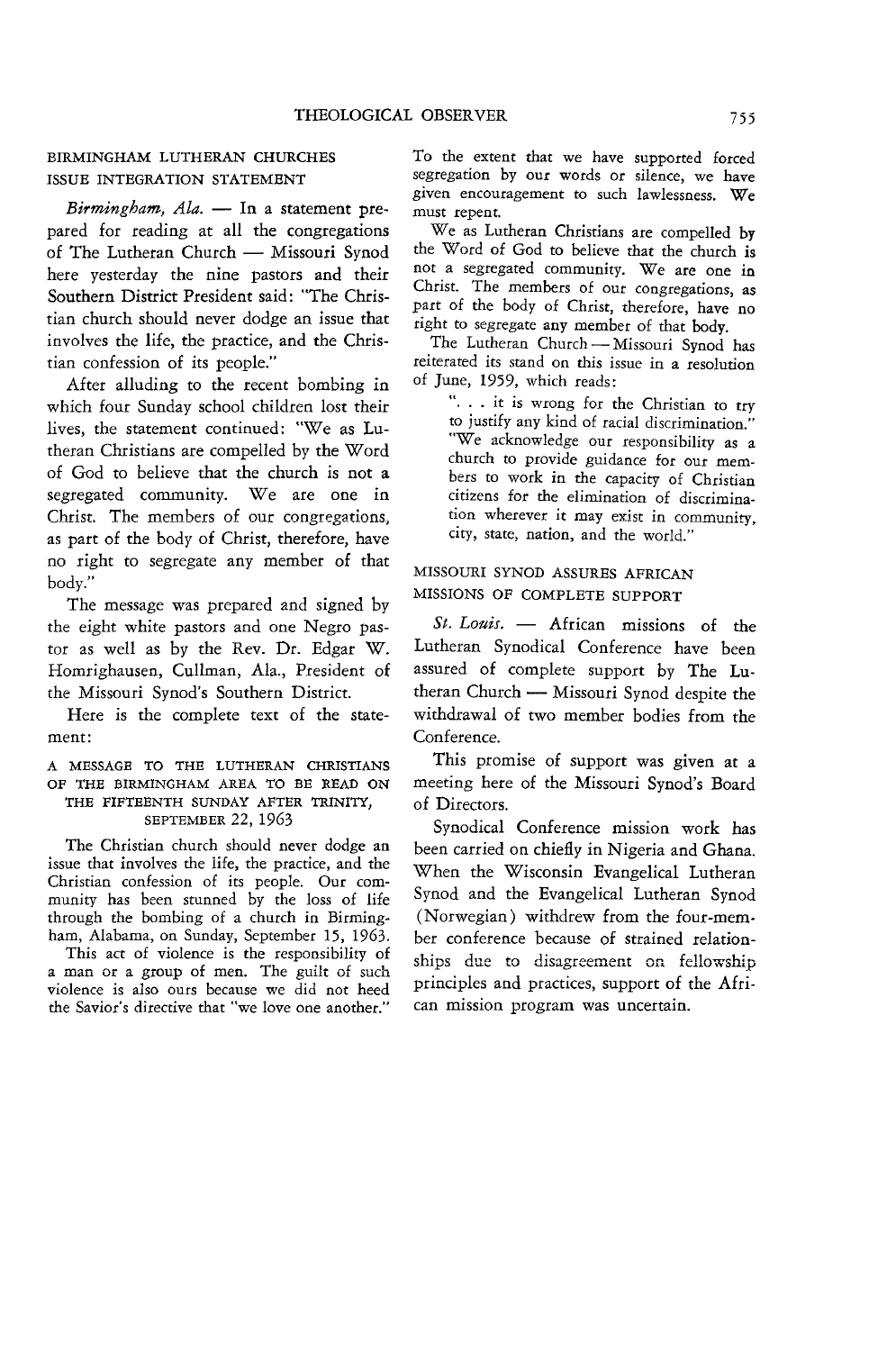## BIRMINGHAM LUTHERAN CHURCHES ISSUE INTEGRATION STATEMENT

*Birmingham, Ala.* — In a statement prepared for reading at all the congregations of The Lutheran Church — Missouri Synod here yesterday the nine pastors and their Southern District President said: "The Christian church should never dodge an issue that involves the life, the practice, and the Christian confession of its people."

After alluding to the recent bombing in which four Sunday school children lost their lives, the statement continued: "We as Lutheran Christians are compelled by the Word of God to believe that the church is not a segregated community. We are one in Christ. The members of our congregations, as part of the body of Christ, therefore, have no right to segregate any member of that body."

The message was prepared and signed by the eight white pastors and one Negro pastor as well as by the Rev. Dr. Edgar W. Homrighausen, Cullman, Ala., President of the Missouri Synod's Southern District.

Here is the complete text of the statement:

### A MESSAGE TO THE LUTHERAN CHRISTIANS OF THE BIRMINGHAM AREA TO BE READ ON THE FIFTEENTH SUNDAY AFTER TRINITY, SEPTEMBER 22, 1963

The Christian church should never dodge an issue that involves the life, the practice, and the Christian confession of its people. Our community has been stunned by the loss of life through the bombing of a church in Birmingham, Alabama, on Sunday, September 15, 1963.

This act of violence is the responsibility of a man or a group of men. The guilt of such violence is also ours because we did not heed the Savior's directive that "we love one another." To the extent that we have supported forced segregation by our words or silence, we have given encouragement to such lawlessness. We must repent.

We as Lutheran Christians are compelled by the Word of God to believe that the church is not a segregated community. We are one in Christ. The members of our congregations, as part of the body of Christ, therefore, have no right to segregate any member of that body.

The Lutheran Church — Missouri Synod has reiterated its stand on this issue in a resolution of June, 1959, which reads:

> ". . . it is wrong for the Christian to try to justify any kind of racial discrimination."
> "We acknowledge our responsibility as a church to provide guidance for our members to work in the capacity of Christian citizens for the elimination of discrimination wherever it may exist in community, city, state, nation, and the world."

## MISSOURI SYNOD ASSURES AFRICAN MISSIONS OF COMPLETE SUPPORT

*St. Louis.* — African missions of the Lutheran Synodical Conference have been assured of complete support by The Lutheran Church — Missouri Synod despite the withdrawal of two member bodies from the Conference.

This promise of support was given at a meeting here of the Missouri Synod's Board of Directors.

Synodical Conference mission work has been carried on chiefly in Nigeria and Ghana. When the Wisconsin Evangelical Lutheran Synod and the Evangelical Lutheran Synod (Norwegian) withdrew from the four-member conference because of strained relationships due to disagreement on fellowship principles and practices, support of the African mission program was uncertain.